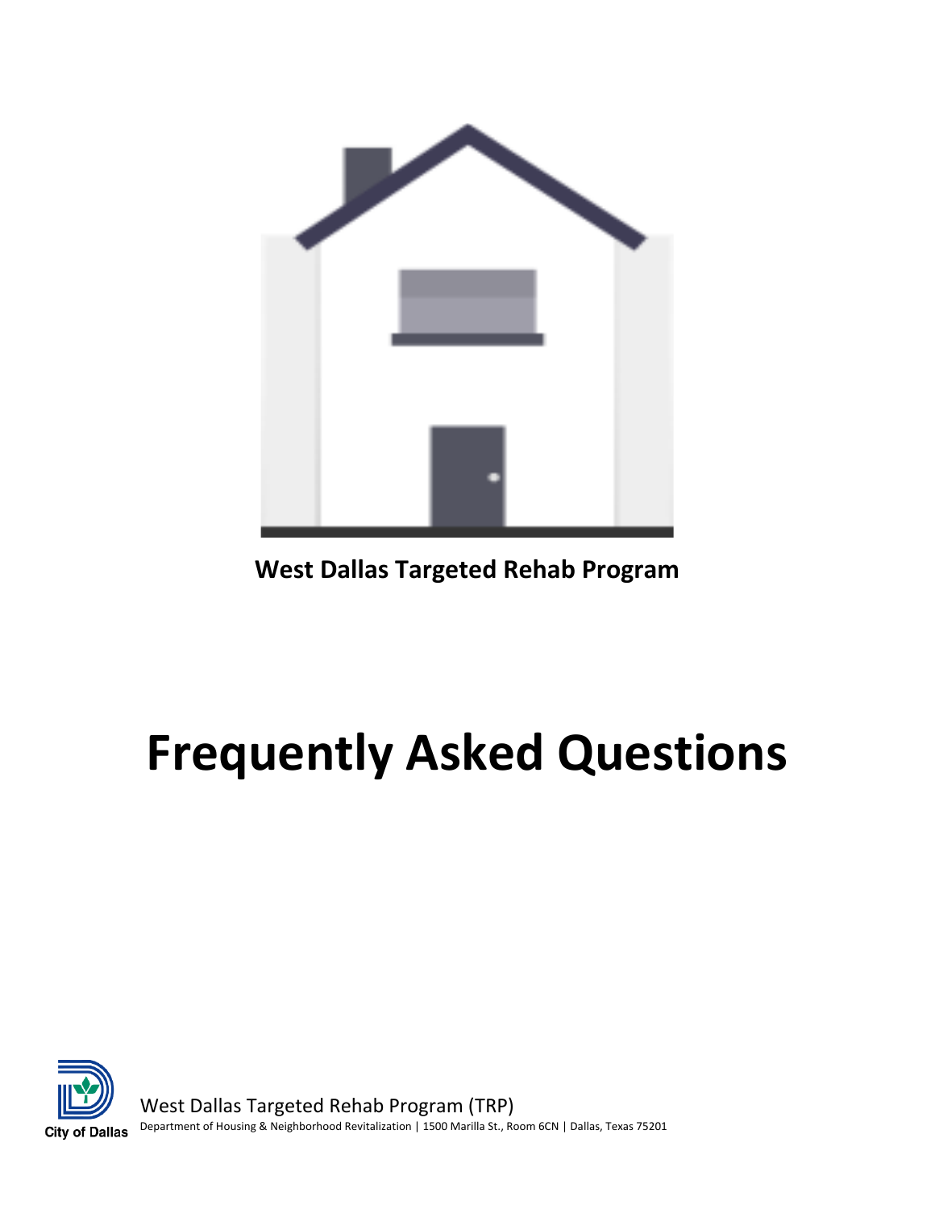**West Dallas Targeted Rehab Program**

# Frequently Asked Questions

West Dallas Targeted Rehab Program (TRP)

Department of Housing & Neighborhood Revitalization | 1500 Marilla St., Room 6CN | Dallas, Texas 75201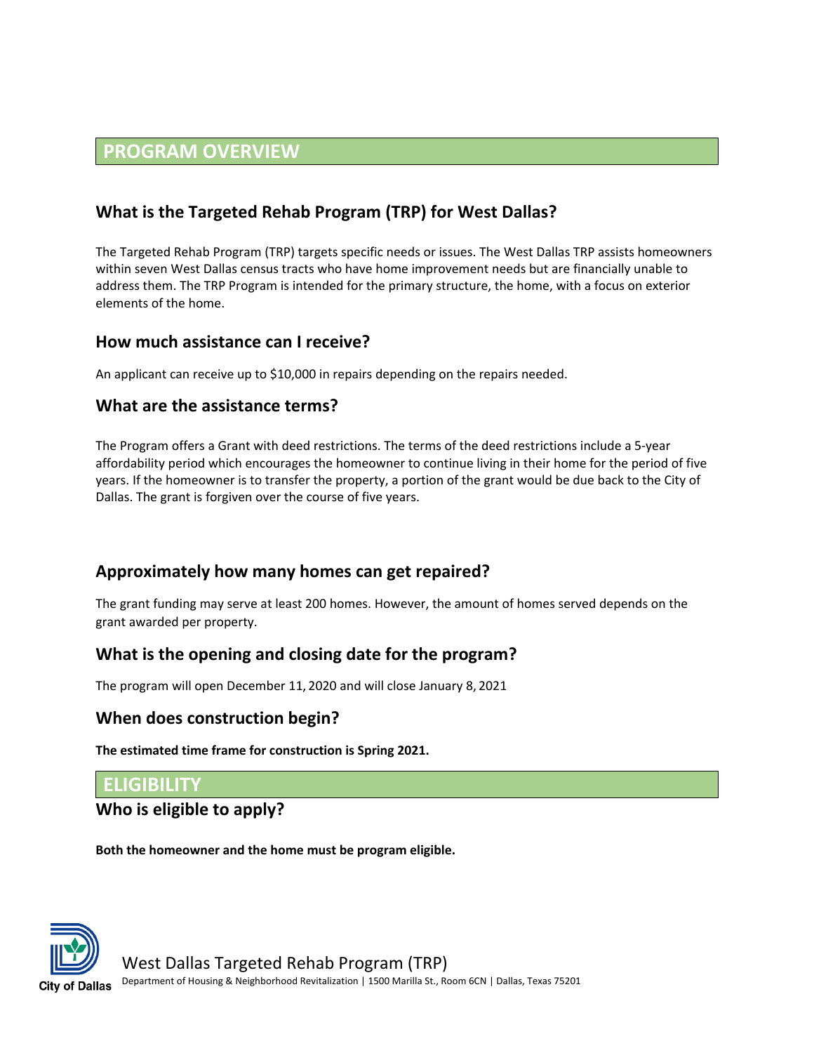## PROGRAM OVERVIEW

### What is the Targeted Rehab Program (TRP) for West Dallas?

The Targeted Rehab Program (TRP) targets specific needs or issues. The West Dallas TRP assists homeowners within seven West Dallas census tracts who have home improvement needs but are financially unable to address them. The TRP Program is intended for the primary structure, the home, with a focus on exterior elements of the home.

### How much assistance can I receive?

An applicant can receive up to $10,000 in repairs depending on the repairs needed.

### What are the assistance terms?

The Program offers a Grant with deed restrictions. The terms of the deed restrictions include a 5-year affordability period which encourages the homeowner to continue living in their home for the period of five years. If the homeowner is to transfer the property, a portion of the grant would be due back to the City of Dallas. The grant is forgiven over the course of five years.

### Approximately how many homes can get repaired?

The grant funding may serve at least 200 homes. However, the amount of homes served depends on the grant awarded per property.

### What is the opening and closing date for the program?

The program will open December 11, 2020 and will close January 8, 2021

### When does construction begin?

**The estimated time frame for construction is Spring 2021.**

## ELIGIBILITY

### Who is eligible to apply?

**Both the homeowner and the home must be program eligible.**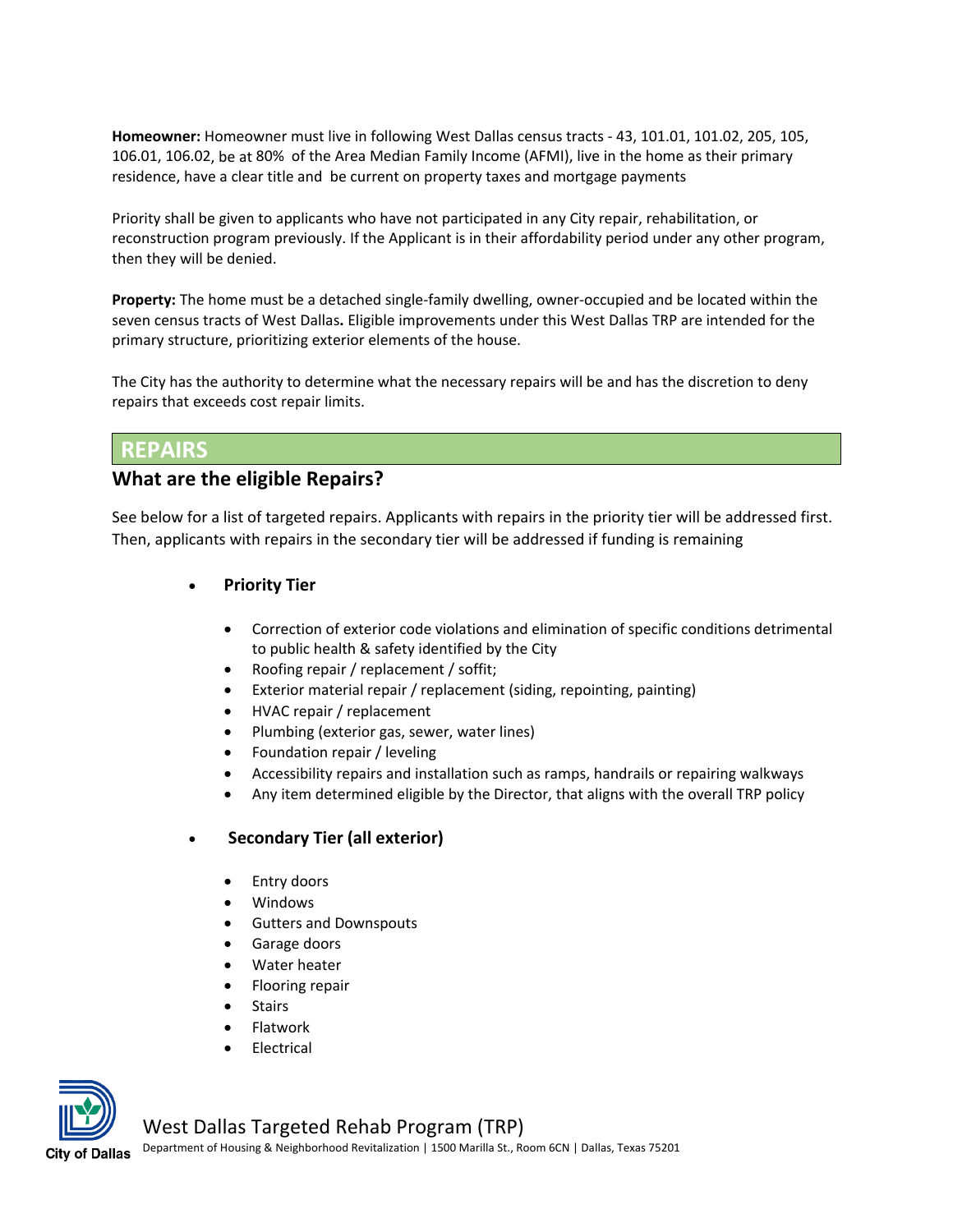**Homeowner:** Homeowner must live in following West Dallas census tracts - 43, 101.01, 101.02, 205, 105, 106.01, 106.02, be at 80% of the Area Median Family Income (AFMI), live in the home as their primary residence, have a clear title and be current on property taxes and mortgage payments

Priority shall be given to applicants who have not participated in any City repair, rehabilitation, or reconstruction program previously. If the Applicant is in their affordability period under any other program, then they will be denied.

**Property:** The home must be a detached single-family dwelling, owner-occupied and be located within the seven census tracts of West Dallas**.** Eligible improvements under this West Dallas TRP are intended for the primary structure, prioritizing exterior elements of the house.

The City has the authority to determine what the necessary repairs will be and has the discretion to deny repairs that exceeds cost repair limits.

## REPAIRS

### What are the eligible Repairs?

See below for a list of targeted repairs. Applicants with repairs in the priority tier will be addressed first. Then, applicants with repairs in the secondary tier will be addressed if funding is remaining

- **Priority Tier**
  - Correction of exterior code violations and elimination of specific conditions detrimental to public health & safety identified by the City
  - Roofing repair / replacement / soffit;
  - Exterior material repair / replacement (siding, repointing, painting)
  - HVAC repair / replacement
  - Plumbing (exterior gas, sewer, water lines)
  - Foundation repair / leveling
  - Accessibility repairs and installation such as ramps, handrails or repairing walkways
  - Any item determined eligible by the Director, that aligns with the overall TRP policy

- **Secondary Tier (all exterior)**
  - Entry doors
  - Windows
  - Gutters and Downspouts
  - Garage doors
  - Water heater
  - Flooring repair
  - Stairs
  - Flatwork
  - Electrical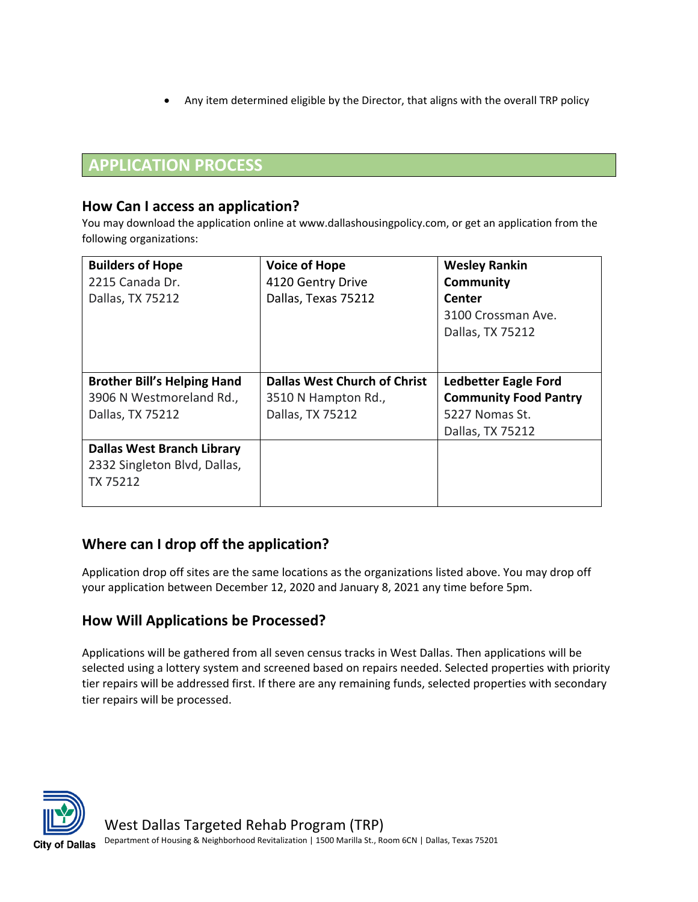- Any item determined eligible by the Director, that aligns with the overall TRP policy

## APPLICATION PROCESS

### How Can I access an application?

You may download the application online at www.dallashousingpolicy.com, or get an application from the following organizations:

| | | |
|---|---|---|
| **Builders of Hope**<br>2215 Canada Dr.<br>Dallas, TX 75212 | **Voice of Hope**<br>4120 Gentry Drive<br>Dallas, Texas 75212 | **Wesley Rankin Community Center**<br>3100 Crossman Ave.<br>Dallas, TX 75212 |
| **Brother Bill's Helping Hand**<br>3906 N Westmoreland Rd.,<br>Dallas, TX 75212 | **Dallas West Church of Christ**<br>3510 N Hampton Rd.,<br>Dallas, TX 75212 | **Ledbetter Eagle Ford Community Food Pantry**<br>5227 Nomas St.<br>Dallas, TX 75212 |
| **Dallas West Branch Library**<br>2332 Singleton Blvd, Dallas, TX 75212 | | |

### Where can I drop off the application?

Application drop off sites are the same locations as the organizations listed above. You may drop off your application between December 12, 2020 and January 8, 2021 any time before 5pm.

### How Will Applications be Processed?

Applications will be gathered from all seven census tracks in West Dallas. Then applications will be selected using a lottery system and screened based on repairs needed. Selected properties with priority tier repairs will be addressed first. If there are any remaining funds, selected properties with secondary tier repairs will be processed.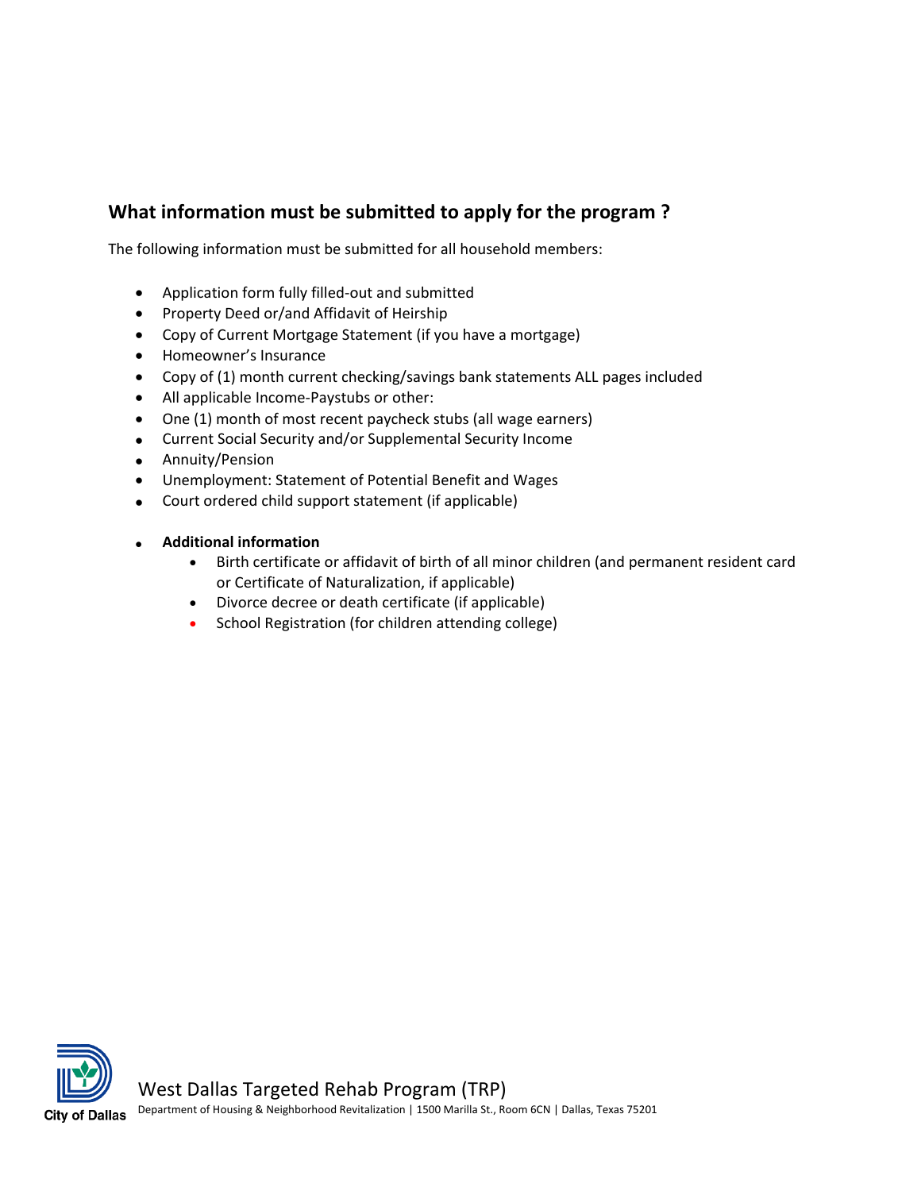## What information must be submitted to apply for the program ?

The following information must be submitted for all household members:

- Application form fully filled-out and submitted
- Property Deed or/and Affidavit of Heirship
- Copy of Current Mortgage Statement (if you have a mortgage)
- Homeowner's Insurance
- Copy of (1) month current checking/savings bank statements ALL pages included
- All applicable Income-Paystubs or other:
- One (1) month of most recent paycheck stubs (all wage earners)
- Current Social Security and/or Supplemental Security Income
- Annuity/Pension
- Unemployment: Statement of Potential Benefit and Wages
- Court ordered child support statement (if applicable)

- **Additional information**
    - Birth certificate or affidavit of birth of all minor children (and permanent resident card or Certificate of Naturalization, if applicable)
    - Divorce decree or death certificate (if applicable)
    - School Registration (for children attending college)

City of Dallas

West Dallas Targeted Rehab Program (TRP)

Department of Housing & Neighborhood Revitalization | 1500 Marilla St., Room 6CN | Dallas, Texas 75201